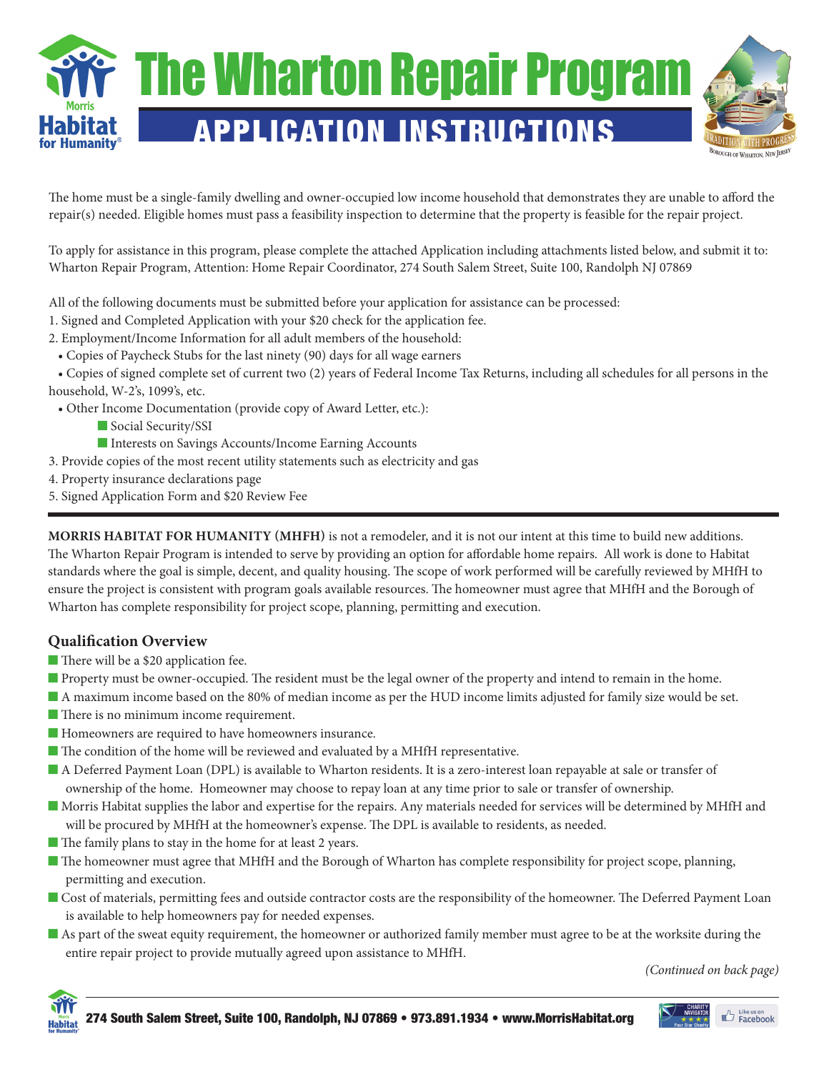# The Wharton Repair Program

## APPLICATION INSTRUCTIONS

The home must be a single-family dwelling and owner-occupied low income household that demonstrates they are unable to afford the repair(s) needed. Eligible homes must pass a feasibility inspection to determine that the property is feasible for the repair project.

To apply for assistance in this program, please complete the attached Application including attachments listed below, and submit it to: Wharton Repair Program, Attention: Home Repair Coordinator, 274 South Salem Street, Suite 100, Randolph NJ 07869

All of the following documents must be submitted before your application for assistance can be processed:

1. Signed and Completed Application with your $20 check for the application fee.
2. Employment/Income Information for all adult members of the household:
   - Copies of Paycheck Stubs for the last ninety (90) days for all wage earners
   - Copies of signed complete set of current two (2) years of Federal Income Tax Returns, including all schedules for all persons in the household, W-2's, 1099's, etc.
   - Other Income Documentation (provide copy of Award Letter, etc.):
     - Social Security/SSI
     - Interests on Savings Accounts/Income Earning Accounts
3. Provide copies of the most recent utility statements such as electricity and gas
4. Property insurance declarations page
5. Signed Application Form and $20 Review Fee

---

**MORRIS HABITAT FOR HUMANITY (MHFH)** is not a remodeler, and it is not our intent at this time to build new additions. The Wharton Repair Program is intended to serve by providing an option for affordable home repairs. All work is done to Habitat standards where the goal is simple, decent, and quality housing. The scope of work performed will be carefully reviewed by MHfH to ensure the project is consistent with program goals available resources. The homeowner must agree that MHfH and the Borough of Wharton has complete responsibility for project scope, planning, permitting and execution.

### Qualification Overview

- There will be a $20 application fee.
- Property must be owner-occupied. The resident must be the legal owner of the property and intend to remain in the home.
- A maximum income based on the 80% of median income as per the HUD income limits adjusted for family size would be set.
- There is no minimum income requirement.
- Homeowners are required to have homeowners insurance.
- The condition of the home will be reviewed and evaluated by a MHfH representative.
- A Deferred Payment Loan (DPL) is available to Wharton residents. It is a zero-interest loan repayable at sale or transfer of ownership of the home. Homeowner may choose to repay loan at any time prior to sale or transfer of ownership.
- Morris Habitat supplies the labor and expertise for the repairs. Any materials needed for services will be determined by MHfH and will be procured by MHfH at the homeowner's expense. The DPL is available to residents, as needed.
- The family plans to stay in the home for at least 2 years.
- The homeowner must agree that MHfH and the Borough of Wharton has complete responsibility for project scope, planning, permitting and execution.
- Cost of materials, permitting fees and outside contractor costs are the responsibility of the homeowner. The Deferred Payment Loan is available to help homeowners pay for needed expenses.
- As part of the sweat equity requirement, the homeowner or authorized family member must agree to be at the worksite during the entire repair project to provide mutually agreed upon assistance to MHfH.

*(Continued on back page)*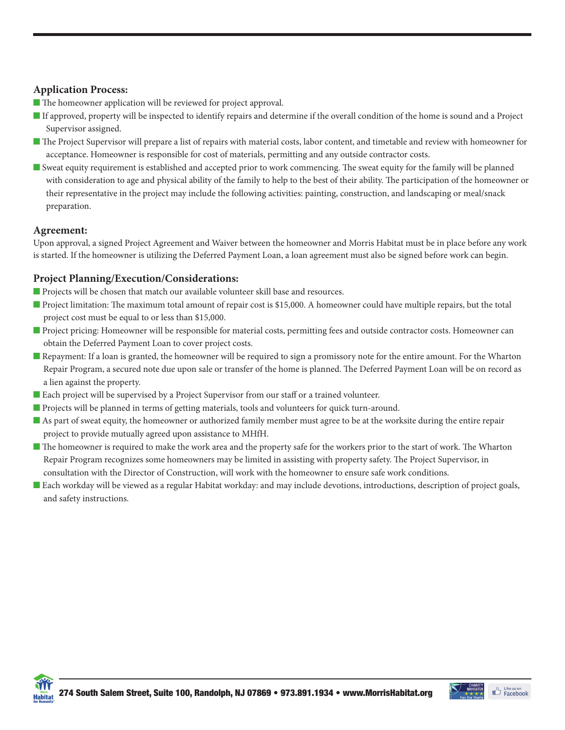### Application Process:

- The homeowner application will be reviewed for project approval.
- If approved, property will be inspected to identify repairs and determine if the overall condition of the home is sound and a Project Supervisor assigned.
- The Project Supervisor will prepare a list of repairs with material costs, labor content, and timetable and review with homeowner for acceptance. Homeowner is responsible for cost of materials, permitting and any outside contractor costs.
- Sweat equity requirement is established and accepted prior to work commencing. The sweat equity for the family will be planned with consideration to age and physical ability of the family to help to the best of their ability. The participation of the homeowner or their representative in the project may include the following activities: painting, construction, and landscaping or meal/snack preparation.

### Agreement:

Upon approval, a signed Project Agreement and Waiver between the homeowner and Morris Habitat must be in place before any work is started. If the homeowner is utilizing the Deferred Payment Loan, a loan agreement must also be signed before work can begin.

### Project Planning/Execution/Considerations:

- Projects will be chosen that match our available volunteer skill base and resources.
- Project limitation: The maximum total amount of repair cost is $15,000. A homeowner could have multiple repairs, but the total project cost must be equal to or less than $15,000.
- Project pricing: Homeowner will be responsible for material costs, permitting fees and outside contractor costs. Homeowner can obtain the Deferred Payment Loan to cover project costs.
- Repayment: If a loan is granted, the homeowner will be required to sign a promissory note for the entire amount. For the Wharton Repair Program, a secured note due upon sale or transfer of the home is planned. The Deferred Payment Loan will be on record as a lien against the property.
- Each project will be supervised by a Project Supervisor from our staff or a trained volunteer.
- Projects will be planned in terms of getting materials, tools and volunteers for quick turn-around.
- As part of sweat equity, the homeowner or authorized family member must agree to be at the worksite during the entire repair project to provide mutually agreed upon assistance to MHfH.
- The homeowner is required to make the work area and the property safe for the workers prior to the start of work. The Wharton Repair Program recognizes some homeowners may be limited in assisting with property safety. The Project Supervisor, in consultation with the Director of Construction, will work with the homeowner to ensure safe work conditions.
- Each workday will be viewed as a regular Habitat workday: and may include devotions, introductions, description of project goals, and safety instructions.

274 South Salem Street, Suite 100, Randolph, NJ 07869 • 973.891.1934 • www.MorrisHabitat.org